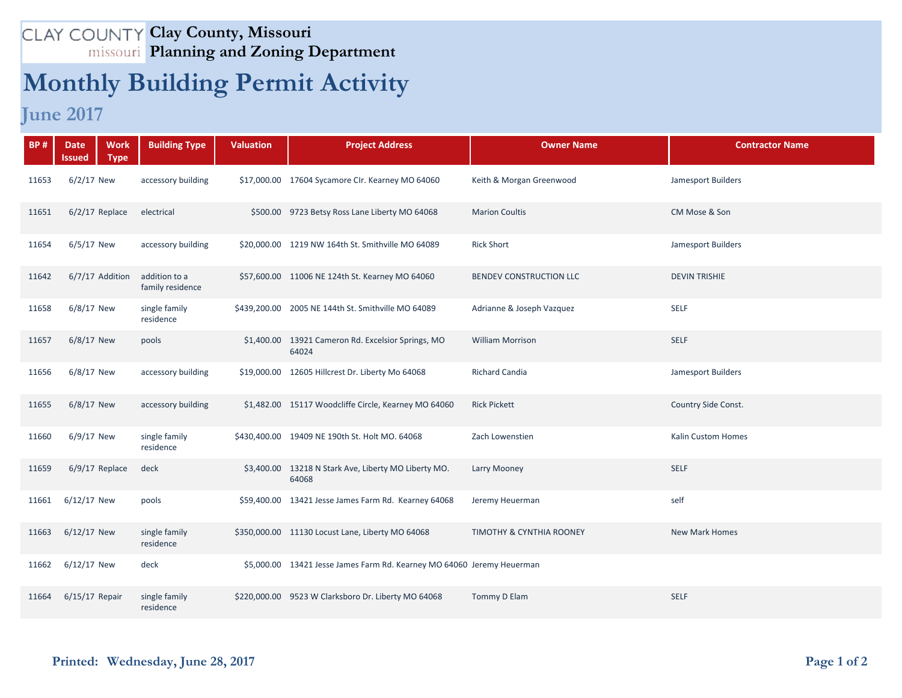# Clay County, Missouri
## Planning and Zoning Department

# Monthly Building Permit Activity

## June 2017

| BP # | Date Issued | Work Type | Building Type | Valuation | Project Address | Owner Name | Contractor Name |
|---|---|---|---|---|---|---|---|
| 11653 | 6/2/17 | New | accessory building | $17,000.00 | 17604 Sycamore CIr. Kearney MO 64060 | Keith & Morgan Greenwood | Jamesport Builders |
| 11651 | 6/2/17 | Replace | electrical | $500.00 | 9723 Betsy Ross Lane Liberty MO 64068 | Marion Coultis | CM Mose & Son |
| 11654 | 6/5/17 | New | accessory building | $20,000.00 | 1219 NW 164th St. Smithville MO 64089 | Rick Short | Jamesport Builders |
| 11642 | 6/7/17 | Addition | addition to a family residence | $57,600.00 | 11006 NE 124th St. Kearney MO 64060 | BENDEV CONSTRUCTION LLC | DEVIN TRISHIE |
| 11658 | 6/8/17 | New | single family residence | $439,200.00 | 2005 NE 144th St. Smithville MO 64089 | Adrianne & Joseph Vazquez | SELF |
| 11657 | 6/8/17 | New | pools | $1,400.00 | 13921 Cameron Rd. Excelsior Springs, MO 64024 | William Morrison | SELF |
| 11656 | 6/8/17 | New | accessory building | $19,000.00 | 12605 Hillcrest Dr. Liberty Mo 64068 | Richard Candia | Jamesport Builders |
| 11655 | 6/8/17 | New | accessory building | $1,482.00 | 15117 Woodcliffe Circle, Kearney MO 64060 | Rick Pickett | Country Side Const. |
| 11660 | 6/9/17 | New | single family residence | $430,400.00 | 19409 NE 190th St. Holt MO. 64068 | Zach Lowenstien | Kalin Custom Homes |
| 11659 | 6/9/17 | Replace | deck | $3,400.00 | 13218 N Stark Ave, Liberty MO Liberty MO. 64068 | Larry Mooney | SELF |
| 11661 | 6/12/17 | New | pools | $59,400.00 | 13421 Jesse James Farm Rd. Kearney 64068 | Jeremy Heuerman | self |
| 11663 | 6/12/17 | New | single family residence | $350,000.00 | 11130 Locust Lane, Liberty MO 64068 | TIMOTHY & CYNTHIA ROONEY | New Mark Homes |
| 11662 | 6/12/17 | New | deck | $5,000.00 | 13421 Jesse James Farm Rd. Kearney MO 64060 | Jeremy Heuerman | |
| 11664 | 6/15/17 | Repair | single family residence | $220,000.00 | 9523 W Clarksboro Dr. Liberty MO 64068 | Tommy D Elam | SELF |

**Printed: Wednesday, June 28, 2017**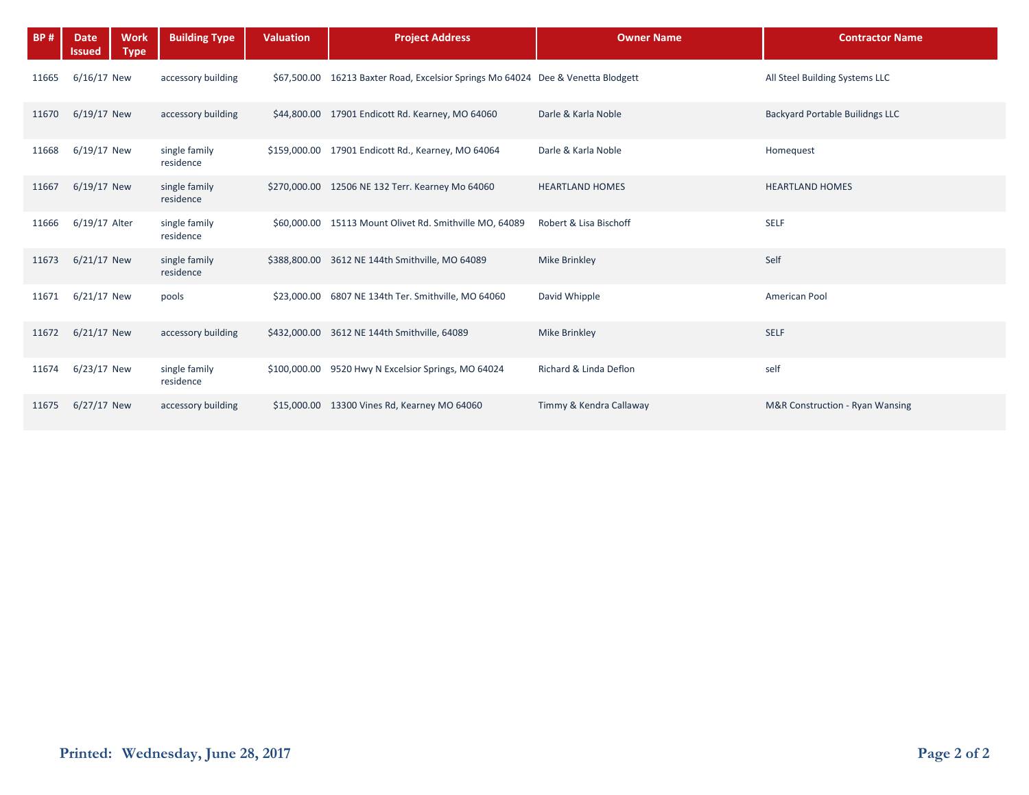| BP # | Date Issued | Work Type | Building Type | Valuation | Project Address | Owner Name | Contractor Name |
|---|---|---|---|---|---|---|---|
| 11665 | 6/16/17 | New | accessory building | $67,500.00 | 16213 Baxter Road, Excelsior Springs Mo 64024 | Dee & Venetta Blodgett | All Steel Building Systems LLC |
| 11670 | 6/19/17 | New | accessory building | $44,800.00 | 17901 Endicott Rd. Kearney, MO 64060 | Darle & Karla Noble | Backyard Portable Builidngs LLC |
| 11668 | 6/19/17 | New | single family residence | $159,000.00 | 17901 Endicott Rd., Kearney, MO 64064 | Darle & Karla Noble | Homequest |
| 11667 | 6/19/17 | New | single family residence | $270,000.00 | 12506 NE 132 Terr. Kearney Mo 64060 | HEARTLAND HOMES | HEARTLAND HOMES |
| 11666 | 6/19/17 | Alter | single family residence | $60,000.00 | 15113 Mount Olivet Rd. Smithville MO, 64089 | Robert & Lisa Bischoff | SELF |
| 11673 | 6/21/17 | New | single family residence | $388,800.00 | 3612 NE 144th Smithville, MO 64089 | Mike Brinkley | Self |
| 11671 | 6/21/17 | New | pools | $23,000.00 | 6807 NE 134th Ter. Smithville, MO 64060 | David Whipple | American Pool |
| 11672 | 6/21/17 | New | accessory building | $432,000.00 | 3612 NE 144th Smithville, 64089 | Mike Brinkley | SELF |
| 11674 | 6/23/17 | New | single family residence | $100,000.00 | 9520 Hwy N Excelsior Springs, MO 64024 | Richard & Linda Deflon | self |
| 11675 | 6/27/17 | New | accessory building | $15,000.00 | 13300 Vines Rd, Kearney MO 64060 | Timmy & Kendra Callaway | M&R Construction - Ryan Wansing |

**Printed: Wednesday, June 28, 2017**